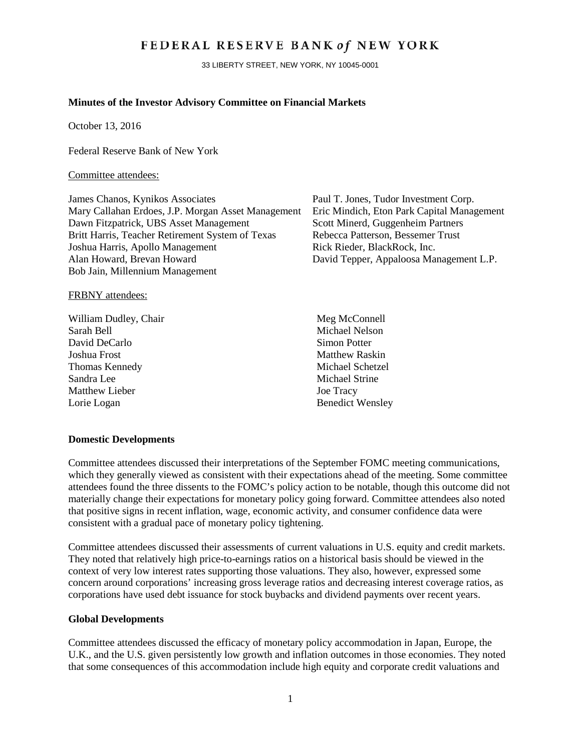# FEDERAL RESERVE BANK *of* NEW YORK

33 LIBERTY STREET, NEW YORK, NY 10045-0001

**Minutes of the Investor Advisory Committee on Financial Markets**

October 13, 2016

Federal Reserve Bank of New York

Committee attendees:

James Chanos, Kynikos Associates
Mary Callahan Erdoes, J.P. Morgan Asset Management
Dawn Fitzpatrick, UBS Asset Management
Britt Harris, Teacher Retirement System of Texas
Joshua Harris, Apollo Management
Alan Howard, Brevan Howard
Bob Jain, Millennium Management
Paul T. Jones, Tudor Investment Corp.
Eric Mindich, Eton Park Capital Management
Scott Minerd, Guggenheim Partners
Rebecca Patterson, Bessemer Trust
Rick Rieder, BlackRock, Inc.
David Tepper, Appaloosa Management L.P.

FRBNY attendees:

William Dudley, Chair
Sarah Bell
David DeCarlo
Joshua Frost
Thomas Kennedy
Sandra Lee
Matthew Lieber
Lorie Logan
Meg McConnell
Michael Nelson
Simon Potter
Matthew Raskin
Michael Schetzel
Michael Strine
Joe Tracy
Benedict Wensley

**Domestic Developments**

Committee attendees discussed their interpretations of the September FOMC meeting communications, which they generally viewed as consistent with their expectations ahead of the meeting. Some committee attendees found the three dissents to the FOMC's policy action to be notable, though this outcome did not materially change their expectations for monetary policy going forward. Committee attendees also noted that positive signs in recent inflation, wage, economic activity, and consumer confidence data were consistent with a gradual pace of monetary policy tightening.

Committee attendees discussed their assessments of current valuations in U.S. equity and credit markets. They noted that relatively high price-to-earnings ratios on a historical basis should be viewed in the context of very low interest rates supporting those valuations. They also, however, expressed some concern around corporations' increasing gross leverage ratios and decreasing interest coverage ratios, as corporations have used debt issuance for stock buybacks and dividend payments over recent years.

**Global Developments**

Committee attendees discussed the efficacy of monetary policy accommodation in Japan, Europe, the U.K., and the U.S. given persistently low growth and inflation outcomes in those economies. They noted that some consequences of this accommodation include high equity and corporate credit valuations and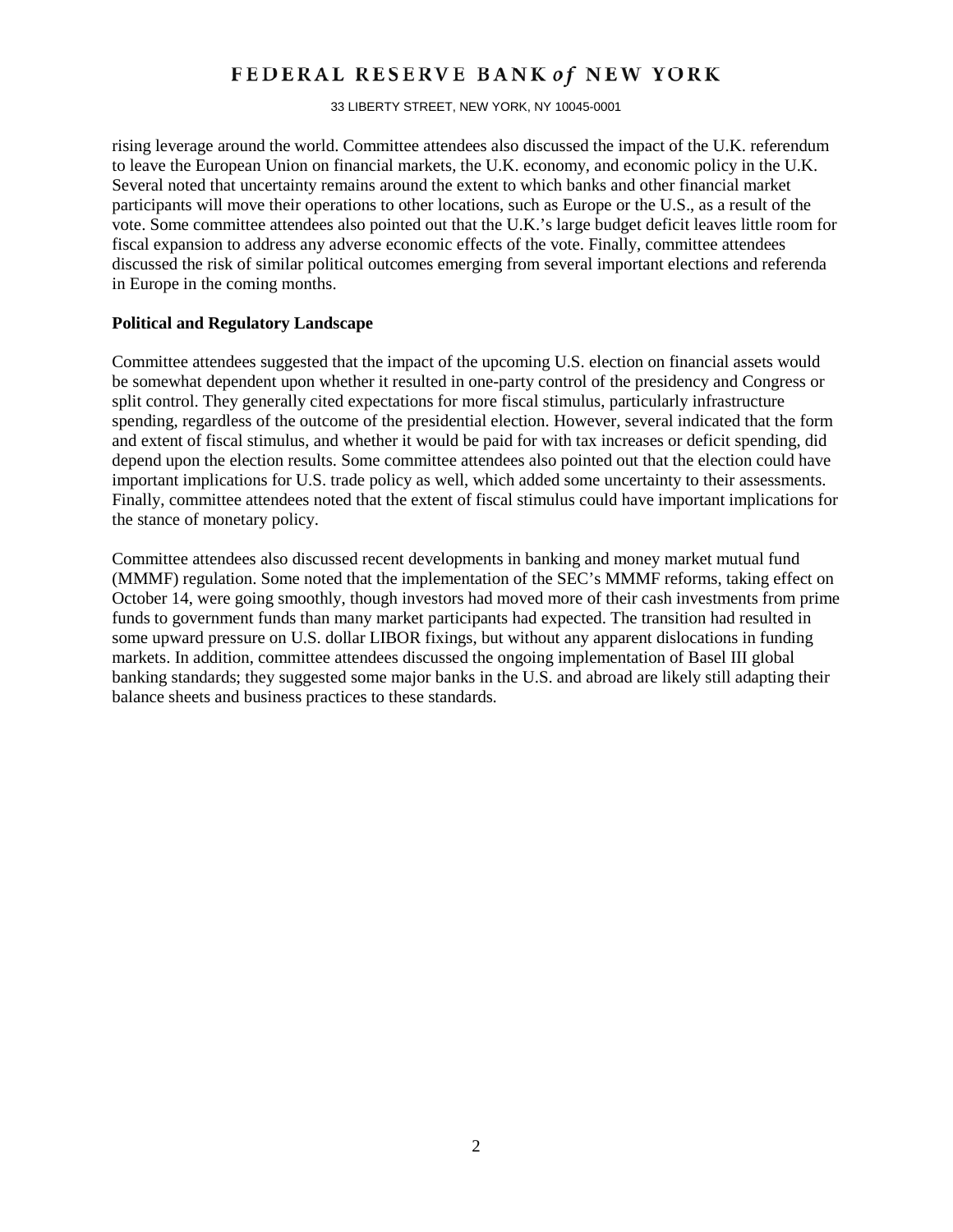rising leverage around the world. Committee attendees also discussed the impact of the U.K. referendum to leave the European Union on financial markets, the U.K. economy, and economic policy in the U.K. Several noted that uncertainty remains around the extent to which banks and other financial market participants will move their operations to other locations, such as Europe or the U.S., as a result of the vote. Some committee attendees also pointed out that the U.K.'s large budget deficit leaves little room for fiscal expansion to address any adverse economic effects of the vote. Finally, committee attendees discussed the risk of similar political outcomes emerging from several important elections and referenda in Europe in the coming months.

**Political and Regulatory Landscape**

Committee attendees suggested that the impact of the upcoming U.S. election on financial assets would be somewhat dependent upon whether it resulted in one-party control of the presidency and Congress or split control. They generally cited expectations for more fiscal stimulus, particularly infrastructure spending, regardless of the outcome of the presidential election. However, several indicated that the form and extent of fiscal stimulus, and whether it would be paid for with tax increases or deficit spending, did depend upon the election results. Some committee attendees also pointed out that the election could have important implications for U.S. trade policy as well, which added some uncertainty to their assessments. Finally, committee attendees noted that the extent of fiscal stimulus could have important implications for the stance of monetary policy.

Committee attendees also discussed recent developments in banking and money market mutual fund (MMMF) regulation. Some noted that the implementation of the SEC's MMMF reforms, taking effect on October 14, were going smoothly, though investors had moved more of their cash investments from prime funds to government funds than many market participants had expected. The transition had resulted in some upward pressure on U.S. dollar LIBOR fixings, but without any apparent dislocations in funding markets. In addition, committee attendees discussed the ongoing implementation of Basel III global banking standards; they suggested some major banks in the U.S. and abroad are likely still adapting their balance sheets and business practices to these standards.